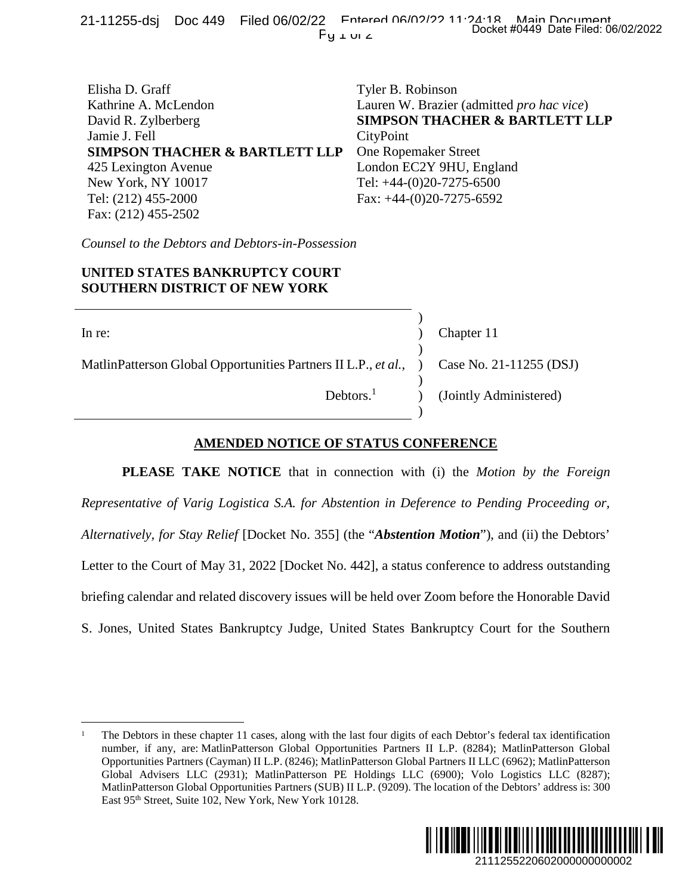Elisha D. Graff
Kathrine A. McLendon
David R. Zylberberg
Jamie J. Fell
**SIMPSON THACHER & BARTLETT LLP**
425 Lexington Avenue
New York, NY 10017
Tel: (212) 455-2000
Fax: (212) 455-2502

Tyler B. Robinson
Lauren W. Brazier (admitted *pro hac vice*)
**SIMPSON THACHER & BARTLETT LLP**
CityPoint
One Ropemaker Street
London EC2Y 9HU, England
Tel: +44-(0)20-7275-6500
Fax: +44-(0)20-7275-6592

*Counsel to the Debtors and Debtors-in-Possession*

**UNITED STATES BANKRUPTCY COURT**
**SOUTHERN DISTRICT OF NEW YORK**

| | |
|---|---|
| In re: | Chapter 11 |
| MatlinPatterson Global Opportunities Partners II L.P., *et al.*, | Case No. 21-11255 (DSJ) |
| Debtors.[1] | (Jointly Administered) |

## AMENDED NOTICE OF STATUS CONFERENCE

**PLEASE TAKE NOTICE** that in connection with (i) the *Motion by the Foreign Representative of Varig Logistica S.A. for Abstention in Deference to Pending Proceeding or, Alternatively, for Stay Relief* [Docket No. 355] (the "***Abstention Motion***"), and (ii) the Debtors' Letter to the Court of May 31, 2022 [Docket No. 442], a status conference to address outstanding briefing calendar and related discovery issues will be held over Zoom before the Honorable David S. Jones, United States Bankruptcy Judge, United States Bankruptcy Court for the Southern

[1] The Debtors in these chapter 11 cases, along with the last four digits of each Debtor's federal tax identification number, if any, are: MatlinPatterson Global Opportunities Partners II L.P. (8284); MatlinPatterson Global Opportunities Partners (Cayman) II L.P. (8246); MatlinPatterson Global Partners II LLC (6962); MatlinPatterson Global Advisers LLC (2931); MatlinPatterson PE Holdings LLC (6900); Volo Logistics LLC (8287); MatlinPatterson Global Opportunities Partners (SUB) II L.P. (9209). The location of the Debtors' address is: 300 East 95th Street, Suite 102, New York, New York 10128.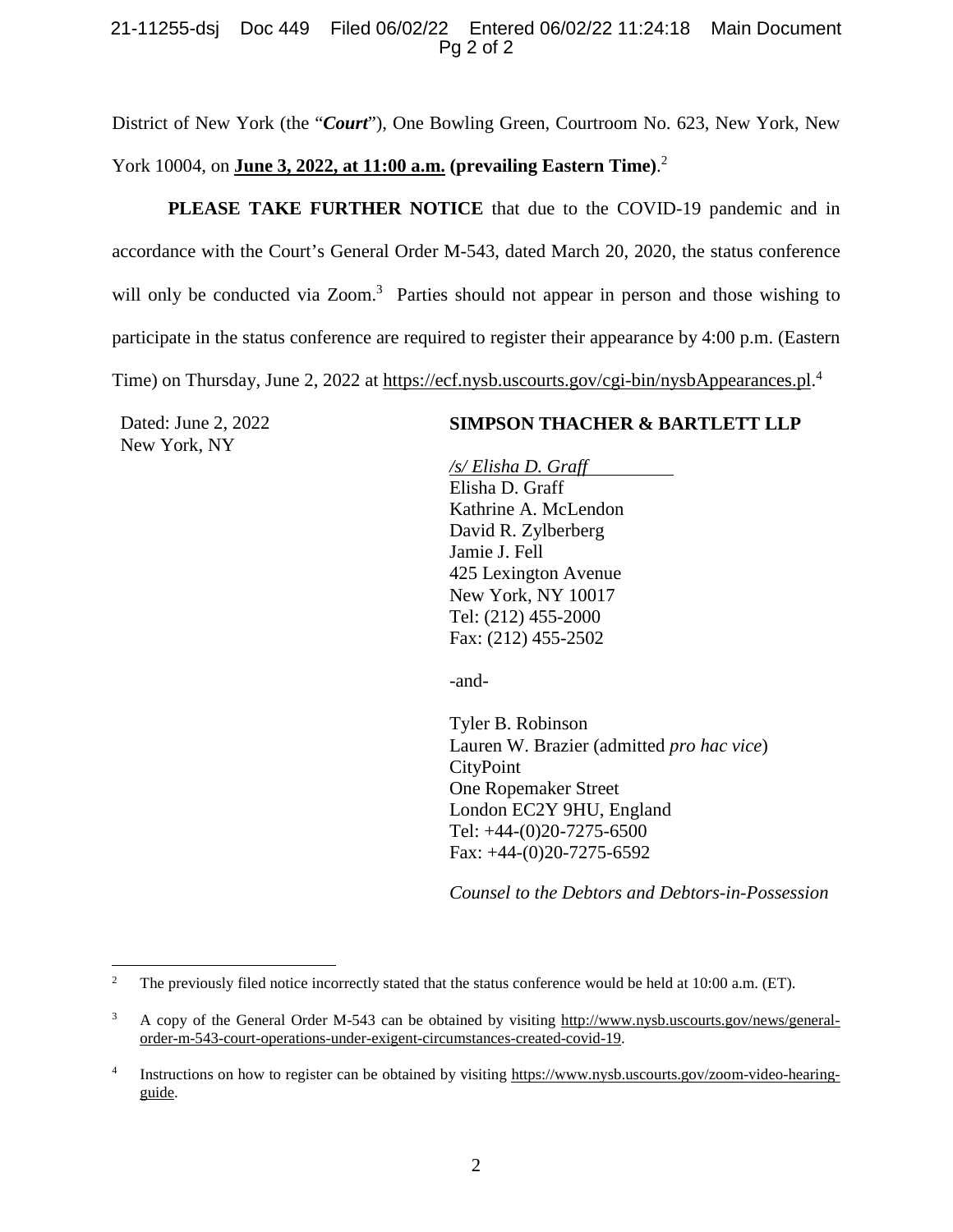District of New York (the "***Court***"), One Bowling Green, Courtroom No. 623, New York, New York 10004, on **June 3, 2022, at 11:00 a.m. (prevailing Eastern Time)**.[2]

**PLEASE TAKE FURTHER NOTICE** that due to the COVID-19 pandemic and in accordance with the Court's General Order M-543, dated March 20, 2020, the status conference will only be conducted via Zoom.[3] Parties should not appear in person and those wishing to participate in the status conference are required to register their appearance by 4:00 p.m. (Eastern Time) on Thursday, June 2, 2022 at https://ecf.nysb.uscourts.gov/cgi-bin/nysbAppearances.pl.[4]

Dated: June 2, 2022
New York, NY

**SIMPSON THACHER & BARTLETT LLP**

*/s/ Elisha D. Graff*
Elisha D. Graff
Kathrine A. McLendon
David R. Zylberberg
Jamie J. Fell
425 Lexington Avenue
New York, NY 10017
Tel: (212) 455-2000
Fax: (212) 455-2502

-and-

Tyler B. Robinson
Lauren W. Brazier (admitted *pro hac vice*)
CityPoint
One Ropemaker Street
London EC2Y 9HU, England
Tel: +44-(0)20-7275-6500
Fax: +44-(0)20-7275-6592

*Counsel to the Debtors and Debtors-in-Possession*

---

[2] The previously filed notice incorrectly stated that the status conference would be held at 10:00 a.m. (ET).

[3] A copy of the General Order M-543 can be obtained by visiting http://www.nysb.uscourts.gov/news/general-order-m-543-court-operations-under-exigent-circumstances-created-covid-19.

[4] Instructions on how to register can be obtained by visiting https://www.nysb.uscourts.gov/zoom-video-hearing-guide.